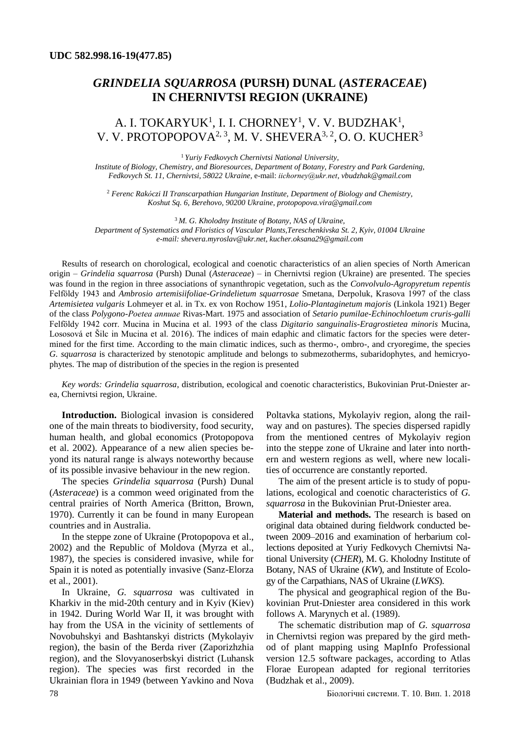**UDC 582.998.16-19(477.85)**

# *GRINDELIA SQUARROSA* (PURSH) DUNAL (*ASTERACEAE*) IN CHERNIVTSI REGION (UKRAINE)

A. I. TOKARYUK[1], I. I. CHORNEY[1], V. V. BUDZHAK[1], V. V. PROTOPOPOVA[2, 3], M. V. SHEVERA[3, 2], O. O. KUCHER[3]

[1] *Yuriy Fedkovych Chernivtsi National University, Institute of Biology, Chemistry, and Bioresources, Department of Botany, Forestry and Park Gardening, Fedkovych St. 11, Chernivtsi, 58022 Ukraine,* e-mail: *iichorney@ukr.net, vbudzhak@gmail.com*

[2] *Ferenc Rakóczi II Transcarpathian Hungarian Institute, Department of Biology and Chemistry, Koshut Sq. 6, Berehovo, 90200 Ukraine, protopopova.vira@gmail.com*

[3] *M. G. Kholodny Institute of Botany, NAS of Ukraine, Department of Systematics and Floristics of Vascular Plants,Tereschenkivska St. 2, Kyiv, 01004 Ukraine e-mail: shevera.myroslav@ukr.net, kucher.oksana29@gmail.com*

Results of research on chorological, ecological and coenotic characteristics of an alien species of North American origin – *Grindelia squarrosa* (Pursh) Dunal (*Asteraceae*) – in Chernivtsi region (Ukraine) are presented. The species was found in the region in three associations of synanthropic vegetation, such as the *Convolvulo-Agropyretum repentis* Felföldy 1943 and *Ambrosio artemisiifoliae-Grindelietum squarrosae* Smetana, Derpoluk, Krasova 1997 of the class *Artemisietea vulgaris* Lohmeyer et al. in Tx. ex von Rochow 1951, *Lolio-Plantaginetum majoris* (Linkola 1921) Beger of the class *Polygono-Poetea annuae* Rivas-Mart. 1975 and association of *Setario pumilae-Echinochloetum cruris-galli* Felföldy 1942 corr. Mucina in Mucina et al. 1993 of the class *Digitario sanguinalis-Eragrostietea minoris* Mucina, Lososová et Šilc in Mucina et al. 2016). The indices of main edaphic and climatic factors for the species were determined for the first time. According to the main climatic indices, such as thermo-, ombro-, and cryoregime, the species *G. squarrosa* is characterized by stenotopic amplitude and belongs to submezotherms, subaridophytes, and hemicryophytes. The map of distribution of the species in the region is presented

*Key words: Grindelia squarrosa*, distribution, ecological and coenotic characteristics, Bukovinian Prut-Dniester area, Chernivtsi region, Ukraine.

**Introduction.** Biological invasion is considered one of the main threats to biodiversity, food security, human health, and global economics (Protopopova et al. 2002). Appearance of a new alien species beyond its natural range is always noteworthy because of its possible invasive behaviour in the new region.

The species *Grindelia squarrosa* (Pursh) Dunal (*Asteraceae*) is a common weed originated from the central prairies of North America (Britton, Brown, 1970). Currently it can be found in many European countries and in Australia.

In the steppe zone of Ukraine (Protopopova et al., 2002) and the Republic of Moldova (Myrza et al., 1987), the species is considered invasive, while for Spain it is noted as potentially invasive (Sanz-Elorza et al., 2001).

In Ukraine, *G. squarrosa* was cultivated in Kharkiv in the mid-20th century and in Kyiv (Kiev) in 1942. During World War II, it was brought with hay from the USA in the vicinity of settlements of Novobuhskyi and Bashtanskyi districts (Mykolayiv region), the basin of the Berda river (Zaporizhzhia region), and the Slovyanoserbskyi district (Luhansk region). The species was first recorded in the Ukrainian flora in 1949 (between Yavkino and Nova Poltavka stations, Mykolayiv region, along the railway and on pastures). The species dispersed rapidly from the mentioned centres of Mykolayiv region into the steppe zone of Ukraine and later into northern and western regions as well, where new localities of occurrence are constantly reported.

The aim of the present article is to study of populations, ecological and coenotic characteristics of *G. squarrosa* in the Bukovinian Prut-Dniester area.

**Material and methods.** The research is based on original data obtained during fieldwork conducted between 2009–2016 and examination of herbarium collections deposited at Yuriy Fedkovych Chernivtsi National University (*CHER*), M. G. Kholodny Institute of Botany, NAS of Ukraine (*KW*), and Institute of Ecology of the Carpathians, NAS of Ukraine (*LWKS*).

The physical and geographical region of the Bukovinian Prut-Dniester area considered in this work follows A. Marynych et al. (1989).

The schematic distribution map of *G. squarrosa* in Chernivtsi region was prepared by the gird method of plant mapping using MapInfo Professional version 12.5 software packages, according to Atlas Florae European adapted for regional territories (Budzhak et al., 2009).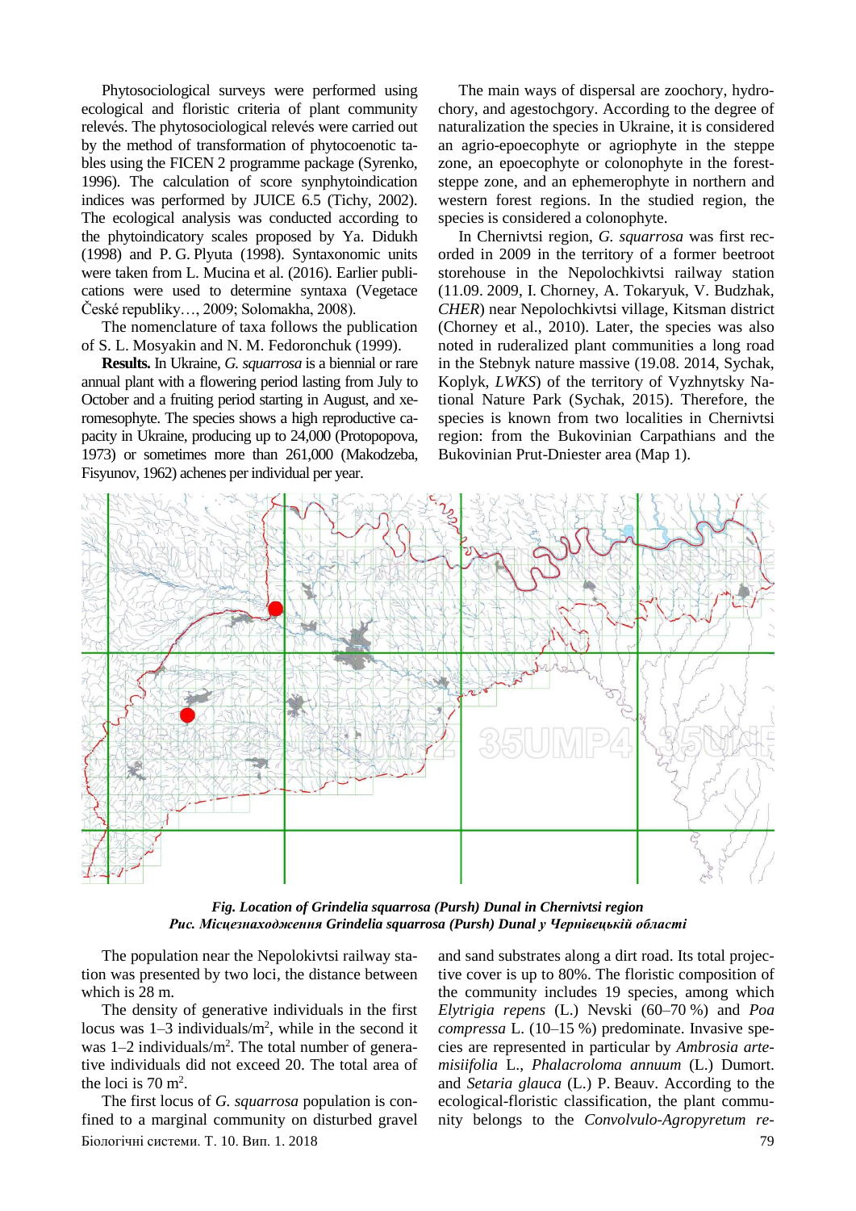Phytosociological surveys were performed using ecological and floristic criteria of plant community relevés. The phytosociological relevés were carried out by the method of transformation of phytocoenotic tables using the FICEN 2 programme package (Syrenko, 1996). The calculation of score synphytoindication indices was performed by JUICE 6.5 (Tichy, 2002). The ecological analysis was conducted according to the phytoindicatory scales proposed by Ya. Didukh (1998) and P. G. Plyuta (1998). Syntaxonomic units were taken from L. Mucina et al. (2016). Earlier publications were used to determine syntaxa (Vegetace České republiky…, 2009; Solomakha, 2008).

The nomenclature of taxa follows the publication of S. L. Mosyakin and N. M. Fedoronchuk (1999).

**Results.** In Ukraine, *G. squarrosa* is a biennial or rare annual plant with a flowering period lasting from July to October and a fruiting period starting in August, and xeromesophyte. The species shows a high reproductive capacity in Ukraine, producing up to 24,000 (Protopopova, 1973) or sometimes more than 261,000 (Makodzeba, Fisyunov, 1962) achenes per individual per year.

The main ways of dispersal are zoochory, hydrochory, and agestochgory. According to the degree of naturalization the species in Ukraine, it is considered an agrio-epoecophyte or agriophyte in the steppe zone, an epoecophyte or colonophyte in the forest-steppe zone, and an ephemerophyte in northern and western forest regions. In the studied region, the species is considered a colonophyte.

In Chernivtsi region, *G. squarrosa* was first recorded in 2009 in the territory of a former beetroot storehouse in the Nepolochkivtsi railway station (11.09. 2009, I. Chorney, A. Tokaryuk, V. Budzhak, *CHER*) near Nepolochkivtsi village, Kitsman district (Chorney et al., 2010). Later, the species was also noted in ruderalized plant communities a long road in the Stebnyk nature massive (19.08. 2014, Sychak, Koplyk, *LWKS*) of the territory of Vyzhnytsky National Nature Park (Sychak, 2015). Therefore, the species is known from two localities in Chernivtsi region: from the Bukovinian Carpathians and the Bukovinian Prut-Dniester area (Map 1).

***Fig. Location of Grindelia squarrosa (Pursh) Dunal in Chernivtsi region***
***Рис. Місцезнаходження Grindelia squarrosa (Pursh) Dunal у Чернівецькій області***

The population near the Nepolokivtsi railway station was presented by two loci, the distance between which is 28 m.

The density of generative individuals in the first locus was 1–3 individuals/m$^2$, while in the second it was 1–2 individuals/m$^2$. The total number of generative individuals did not exceed 20. The total area of the loci is 70 m$^2$.

The first locus of *G. squarrosa* population is confined to a marginal community on disturbed gravel and sand substrates along a dirt road. Its total projective cover is up to 80%. The floristic composition of the community includes 19 species, among which *Elytrigia repens* (L.) Nevski (60–70 %) and *Poa compressa* L. (10–15 %) predominate. Invasive species are represented in particular by *Ambrosia artemisiifolia* L., *Phalacroloma annuum* (L.) Dumort. and *Setaria glauca* (L.) P. Beauv. According to the ecological-floristic classification, the plant community belongs to the *Convolvulo-Agropyretum re-*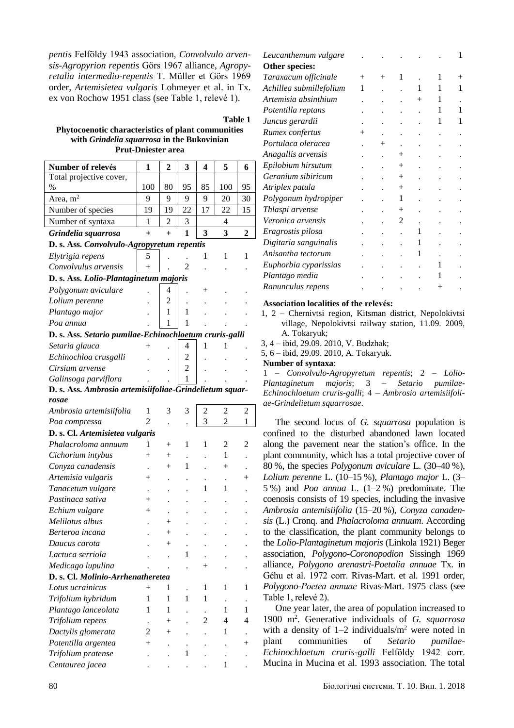*pentis* Felföldy 1943 association, *Convolvulo arvensis-Agropyrion repentis* Görs 1967 alliance, *Agropyretalia intermedio-repentis* T. Müller et Görs 1969 order, *Artemisietea vulgaris* Lohmeyer et al. in Tx. ex von Rochow 1951 class (see Table 1, relevé 1).

**Table 1**

**Phytocoenotic characteristics of plant communities with *Grindelia squarrosa* in the Bukovinian Prut-Dniester area**

| Number of relevés | 1 | 2 | 3 | 4 | 5 | 6 |
|---|---|---|---|---|---|---|
| Total projective cover, % | 100 | 80 | 95 | 85 | 100 | 95 |
| Area, m$^2$ | 9 | 9 | 9 | 9 | 20 | 30 |
| Number of species | 19 | 19 | 22 | 17 | 22 | 15 |
| Number of syntaxa | 1 | 2 | 3 | 4 | | |
| ***Grindelia squarrosa*** | **+** | **+** | **1** | **3** | **3** | **2** |
| **D. s. Ass. *Convolvulo-Agropyretum repentis*** | | | | | | |
| *Elytrigia repens* | 5 | . | . | 1 | 1 | 1 |
| *Convolvulus arvensis* | + | . | 2 | . | . | . |
| **D. s. Ass. *Lolio-Plantaginetum majoris*** | | | | | | |
| *Polygonum aviculare* | . | 4 | . | + | . | . |
| *Lolium perenne* | . | 2 | . | . | . | . |
| *Plantago major* | . | 1 | 1 | . | . | . |
| *Poa annua* | . | 1 | 1 | . | . | . |
| **D. s. Ass. *Setario pumilae-Echinochloetum cruris-galli*** | | | | | | |
| *Setaria glauca* | + | . | 4 | 1 | 1 | . |
| *Echinochloa crusgalli* | . | . | 2 | . | . | . |
| *Cirsium arvense* | . | . | 2 | . | . | . |
| *Galinsoga parviflora* | . | . | 1 | . | . | . |
| **D. s. Ass. *Ambrosio artemisiifoliae-Grindelietum squarrosae*** | | | | | | |
| *Ambrosia artemisiifolia* | 1 | 3 | 3 | 2 | 2 | 2 |
| *Poa compressa* | 2 | . | . | 3 | 2 | 1 |
| **D. s. Cl. *Artemisietea vulgaris*** | | | | | | |
| *Phalacroloma annuum* | 1 | + | 1 | 1 | 2 | 2 |
| *Cichorium intybus* | + | + | . | . | 1 | . |
| *Conyza canadensis* | . | + | 1 | . | + | . |
| *Artemisia vulgaris* | + | . | . | . | . | + |
| *Tanacetum vulgare* | . | . | . | 1 | 1 | . |
| *Pastinaca sativa* | + | . | . | . | . | . |
| *Echium vulgare* | + | . | . | . | . | . |
| *Melilotus albus* | . | + | . | . | . | . |
| *Berteroa incana* | . | + | . | . | . | . |
| *Daucus carota* | . | + | . | . | . | . |
| *Lactuca serriola* | . | . | 1 | . | . | . |
| *Medicago lupulina* | . | . | . | + | . | . |
| **D. s. Cl. *Molinio-Arrhenatheretea*** | | | | | | |
| *Lotus ucrainicus* | + | 1 | . | 1 | 1 | 1 |
| *Trifolium hybridum* | 1 | 1 | 1 | 1 | . | . |
| *Plantago lanceolata* | 1 | 1 | . | . | 1 | 1 |
| *Trifolium repens* | . | + | . | 2 | 4 | 4 |
| *Dactylis glomerata* | 2 | + | . | . | 1 | . |
| *Potentilla argentea* | + | . | . | . | . | + |
| *Trifolium pratense* | . | . | 1 | . | . | . |
| *Centaurea jacea* | . | . | . | . | 1 | . |
| *Leucanthemum vulgare* | . | . | . | . | . | 1 |
| **Other species:** | | | | | | |
| *Taraxacum officinale* | + | + | 1 | . | 1 | + |
| *Achillea submillefolium* | 1 | . | . | 1 | 1 | 1 |
| *Artemisia absinthium* | . | . | . | + | 1 | . |
| *Potentilla reptans* | . | . | . | . | 1 | 1 |
| *Juncus gerardii* | . | . | . | . | 1 | 1 |
| *Rumex confertus* | + | . | . | . | . | . |
| *Portulaca oleracea* | . | + | . | . | . | . |
| *Anagallis arvensis* | . | . | + | . | . | . |
| *Epilobium hirsutum* | . | . | + | . | . | . |
| *Geranium sibiricum* | . | . | + | . | . | . |
| *Atriplex patula* | . | . | + | . | . | . |
| *Polygonum hydropiper* | . | . | 1 | . | . | . |
| *Thlaspi arvense* | . | . | + | . | . | . |
| *Veronica arvensis* | . | . | 2 | . | . | . |
| *Eragrostis pilosa* | . | . | . | 1 | . | . |
| *Digitaria sanguinalis* | . | . | . | 1 | . | . |
| *Anisantha tectorum* | . | . | . | 1 | . | . |
| *Euphorbia cyparissias* | . | . | . | . | 1 | . |
| *Plantago media* | . | . | . | . | 1 | . |
| *Ranunculus repens* | . | . | . | . | + | . |

**Association localities of the relevés:**

1, 2 – Chernivtsi region, Kitsman district, Nepolokivtsi village, Nepolokivtsi railway station, 11.09. 2009, A. Tokaryuk;

3, 4 – ibid, 29.09. 2010, V. Budzhak;

5, 6 – ibid, 29.09. 2010, A. Tokaryuk.

**Number of syntaxa**:

1 – *Convolvulo-Agropyretum repentis*; 2 – *Lolio-Plantaginetum majoris*; 3 – *Setario pumilae-Echinochloetum cruris-galli*; 4 – *Ambrosio artemisiifoliae-Grindelietum squarrosae*.

The second locus of *G. squarrosa* population is confined to the disturbed abandoned lawn located along the pavement near the station's office. In the plant community, which has a total projective cover of 80 %, the species *Polygonum aviculare* L. (30–40 %), *Lolium perenne* L. (10–15 %), *Plantago major* L. (3–5 %) and *Poa annua* L. (1–2 %) predominate. The coenosis consists of 19 species, including the invasive *Ambrosia antemisiifolia* (15–20 %), *Conyza canadensis* (L.) Cronq. and *Phalacroloma annuum*. According to the classification, the plant community belongs to the *Lolio-Plantaginetum majoris* (Linkola 1921) Beger association, *Polygono-Coronopodion* Sissingh 1969 alliance, *Polygono arenastri-Poetalia annuae* Tx. in Géhu et al. 1972 corr. Rivas-Mart. et al. 1991 order, *Polygono-Poetea annuae* Rivas-Mart. 1975 class (see Table 1, relevé 2).

One year later, the area of population increased to 1900 m$^2$. Generative individuals of *G. squarrosa* with a density of 1–2 individuals/m$^2$ were noted in plant communities of *Setario pumilae-Echinochloetum cruris-galli* Felföldy 1942 corr. Mucina in Mucina et al. 1993 association. The total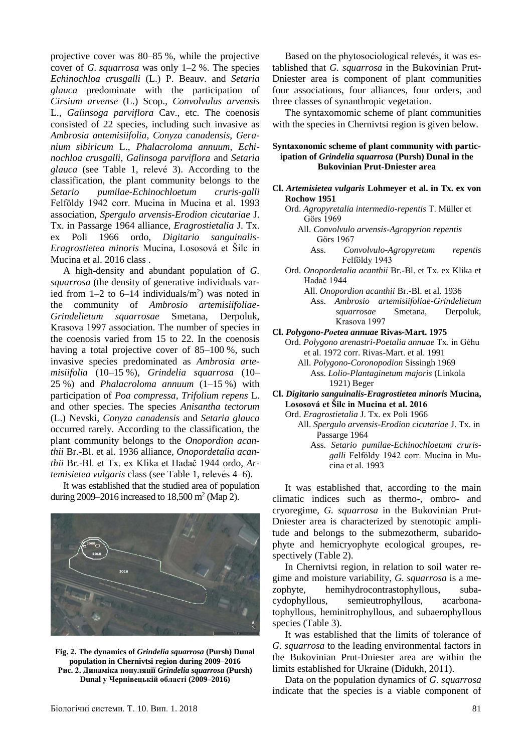projective cover was 80–85 %, while the projective cover of *G. squarrosa* was only 1–2 %. The species *Echinochloa crusgalli* (L.) P. Beauv. and *Setaria glauca* predominate with the participation of *Cirsium arvense* (L.) Scop., *Convolvulus arvensis* L., *Galinsoga parviflora* Cav., etc. The coenosis consisted of 22 species, including such invasive as *Ambrosia antemisiifolia*, *Conyza canadensis*, *Geranium sibiricum* L., *Phalacroloma annuum*, *Echinochloa crusgalli*, *Galinsoga parviflora* and *Setaria glauca* (see Table 1, relevé 3). According to the classification, the plant community belongs to the *Setario pumilae-Echinochloetum cruris-galli* Felföldy 1942 corr. Mucina in Mucina et al. 1993 association, *Spergulo arvensis-Erodion cicutariae* J. Tx. in Passarge 1964 alliance, *Eragrostietalia* J. Tx. ex Poli 1966 ordo, *Digitario sanguinalis-Eragrostietea minoris* Mucina, Lososová et Šilc in Mucina et al. 2016 class .

A high-density and abundant population of *G. squarrosa* (the density of generative individuals varied from 1–2 to 6–14 individuals/m$^2$) was noted in the community of *Ambrosio artemisiifoliae-Grindelietum squarrosae* Smetana, Derpoluk, Krasova 1997 association. The number of species in the coenosis varied from 15 to 22. In the coenosis having a total projective cover of 85–100 %, such invasive species predominated as *Ambrosia artemisiifolia* (10–15 %), *Grindelia squarrosa* (10–25 %) and *Phalacroloma annuum* (1–15 %) with participation of *Poa compressa*, *Trifolium repens* L. and other species. The species *Anisantha tectorum* (L.) Nevski, *Conyza canadensis* and *Setaria glauca* occurred rarely. According to the classification, the plant community belongs to the *Onopordion acanthii* Br.-Bl. et al. 1936 alliance, *Onopordetalia acanthii* Br.-Bl. et Tx. ex Klika et Hadač 1944 ordo, *Artemisietea vulgaris* class (see Table 1, relevés 4–6).

It was established that the studied area of population during 2009–2016 increased to 18,500 m$^2$ (Map 2).

**Fig. 2. The dynamics of *Grindelia squarrosa* (Pursh) Dunal population in Chernivtsi region during 2009–2016**
**Рис. 2. Динаміка популяції *Grindelia squarrosa* (Pursh) Dunal у Чернівецькій області (2009–2016)**

Based on the phytosociological relevés, it was established that *G. squarrosa* in the Bukovinian Prut-Dniester area is component of plant communities four associations, four alliances, four orders, and three classes of synanthropic vegetation.

The syntaxomomic scheme of plant communities with the species in Chernivtsi region is given below.

**Syntaxonomic scheme of plant community with participation of *Grindelia squarrosa* (Pursh) Dunal in the Bukovinian Prut-Dniester area**

**Cl. *Artemisietea vulgaris* Lohmeyer et al. in Tx. ex von Rochow 1951**
- Ord. *Agropyretalia intermedio-repentis* T. Müller et Görs 1969
  - All. *Convolvulo arvensis-Agropyrion repentis* Görs 1967
    - Ass. *Convolvulo-Agropyretum repentis* Felföldy 1943
- Ord. *Onopordetalia acanthii* Br.-Bl. et Tx. ex Klika et Hadač 1944
  - All. *Onopordion acanthii* Br.-Bl. et al. 1936
    - Ass. *Ambrosio artemisiifoliae-Grindelietum squarrosae* Smetana, Derpoluk, Krasova 1997

**Cl. *Polygono-Poetea annuae* Rivas-Mart. 1975**
- Ord. *Polygono arenastri-Poetalia annuae* Tx. in Géhu et al. 1972 corr. Rivas-Mart. et al. 1991
  - All. *Polygono-Coronopodion* Sissingh 1969
    - Ass. *Lolio-Plantaginetum majoris* (Linkola 1921) Beger

**Cl. *Digitario sanguinalis-Eragrostietea minoris* Mucina, Lososová et Šilc in Mucina et al. 2016**
- Ord. *Eragrostietalia* J. Tx. ex Poli 1966
  - All. *Spergulo arvensis-Erodion cicutariae* J. Tx. in Passarge 1964
    - Ass. *Setario pumilae-Echinochloetum cruris-galli* Felföldy 1942 corr. Mucina in Mucina et al. 1993

It was established that, according to the main climatic indices such as thermo-, ombro- and cryoregime, *G. squarrosa* in the Bukovinian Prut-Dniester area is characterized by stenotopic amplitude and belongs to the submezotherm, subaridophyte and hemicryophyte ecological groupes, respectively (Table 2).

In Chernivtsi region, in relation to soil water regime and moisture variability, *G. squarrosa* is a mezophyte, hemihydrocontrastophyllous, subacydophyllous, semieutrophyllous, acarbonatophyllous, heminitrophyllous, and subaerophyllous species (Table 3).

It was established that the limits of tolerance of *G. squarrosa* to the leading environmental factors in the Bukovinian Prut-Dniester area are within the limits established for Ukraine (Didukh, 2011).

Data on the population dynamics of *G. squarrosa* indicate that the species is a viable component of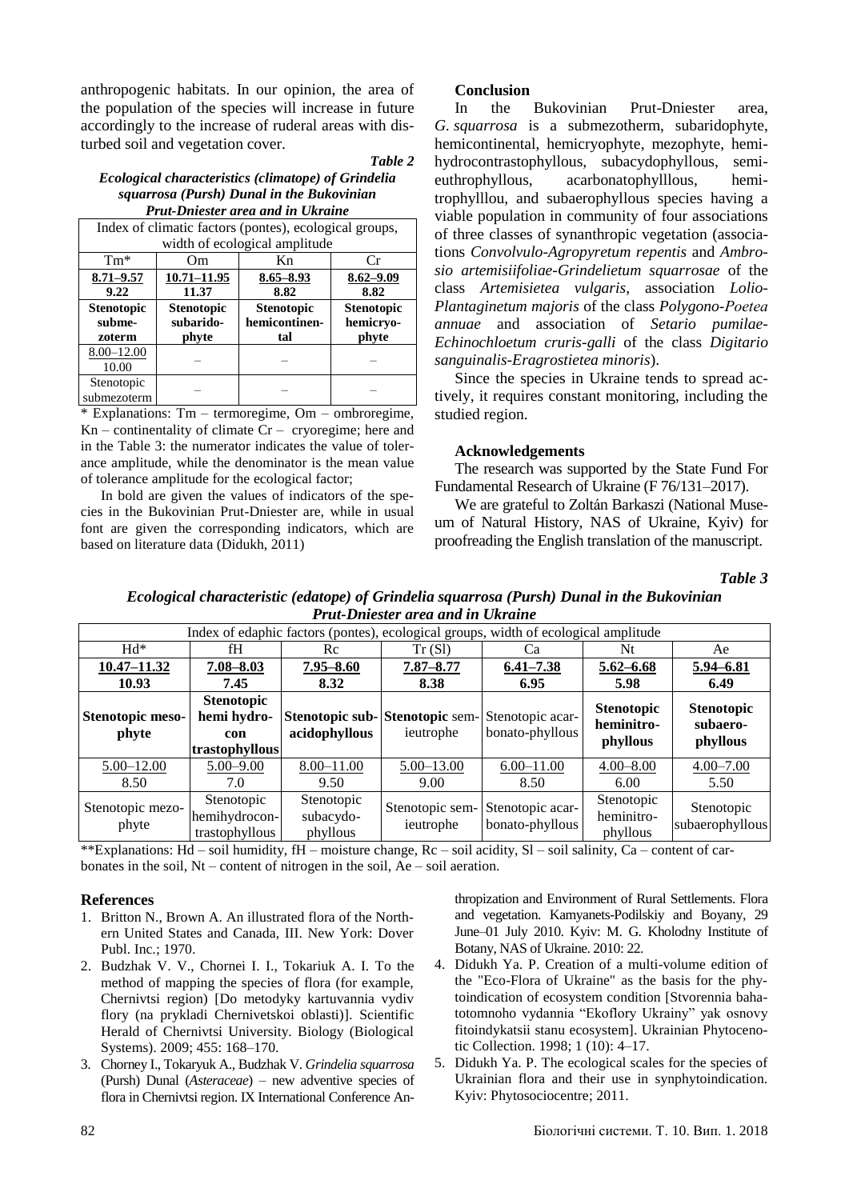anthropogenic habitats. In our opinion, the area of the population of the species will increase in future accordingly to the increase of ruderal areas with disturbed soil and vegetation cover.

***Table 2***

***Ecological characteristics (climatope) of Grindelia squarrosa (Pursh) Dunal in the Bukovinian Prut-Dniester area and in Ukraine***

| Index of climatic factors (pontes), ecological groups, width of ecological amplitude | | | |
|---|---|---|---|
| Tm* | Om | Kn | Cr |
| **8.71–9.57** / **9.22** | **10.71–11.95** / **11.37** | **8.65–8.93** / **8.82** | **8.62–9.09** / **8.82** |
| **Stenotopic submezoterm** | **Stenotopic subaridophyte** | **Stenotopic hemicontinental** | **Stenotopic hemicryophyte** |
| 8.00–12.00 / 10.00 | – | – | – |
| Stenotopic submezoterm | – | – | – |

\* Explanations: Tm – termoregime, Om – ombroregime, Kn – continentality of climate Cr – cryoregime; here and in the Table 3: the numerator indicates the value of tolerance amplitude, while the denominator is the mean value of tolerance amplitude for the ecological factor;

In bold are given the values of indicators of the species in the Bukovinian Prut-Dniester are, while in usual font are given the corresponding indicators, which are based on literature data (Didukh, 2011)

### Conclusion

In the Bukovinian Prut-Dniester area, *G. squarrosa* is a submezotherm, subaridophyte, hemicontinental, hemicryophyte, mezophyte, hemihydrocontrastophyllous, subacydophyllous, semieuthrophyllous, acarbonatophylllous, hemitrophylllou, and subaerophyllous species having a viable population in community of four associations of three classes of synanthropic vegetation (associations *Convolvulo-Agropyretum repentis* and *Ambrosio artemisiifoliae-Grindelietum squarrosae* of the class *Artemisietea vulgaris*, association *Lolio-Plantaginetum majoris* of the class *Polygono-Poetea annuae* and association of *Setario pumilae-Echinochloetum cruris-galli* of the class *Digitario sanguinalis-Eragrostietea minoris*).

Since the species in Ukraine tends to spread actively, it requires constant monitoring, including the studied region.

### Acknowledgements

The research was supported by the State Fund For Fundamental Research of Ukraine (F 76/131–2017).

We are grateful to Zoltán Barkaszi (National Museum of Natural History, NAS of Ukraine, Kyiv) for proofreading the English translation of the manuscript.

***Table 3***

***Ecological characteristic (edatope) of Grindelia squarrosa (Pursh) Dunal in the Bukovinian Prut-Dniester area and in Ukraine***

| Index of edaphic factors (pontes), ecological groups, width of ecological amplitude | | | | | | |
|---|---|---|---|---|---|---|
| Hd* | fH | Rc | Tr (Sl) | Ca | Nt | Ae |
| **10.47–11.32** / **10.93** | **7.08–8.03** / **7.45** | **7.95–8.60** / **8.32** | **7.87–8.77** / **8.38** | **6.41–7.38** / **6.95** | **5.62–6.68** / **5.98** | **5.94–6.81** / **6.49** |
| **Stenotopic mesophyte** | **Stenotopic hemi hydrocon trastophyllous** | **Stenotopic subacidophyllous** | **Stenotopic** semieutrophe | Stenotopic acarbonato-phyllous | **Stenotopic heminitrophyllous** | **Stenotopic subaerophyllous** |
| 5.00–12.00 / 8.50 | 5.00–9.00 / 7.0 | 8.00–11.00 / 9.50 | 5.00–13.00 / 9.00 | 6.00–11.00 / 8.50 | 4.00–8.00 / 6.00 | 4.00–7.00 / 5.50 |
| Stenotopic mezophyte | Stenotopic hemihydrocontrastophyllous | Stenotopic subacydophyllous | Stenotopic semieutrophe | Stenotopic acarbonato-phyllous | Stenotopic heminitrophyllous | Stenotopic subaerophyllous |

\*\*Explanations: Hd – soil humidity, fH – moisture change, Rc – soil acidity, Sl – soil salinity, Ca – content of carbonates in the soil, Nt – content of nitrogen in the soil, Ae – soil aeration.

### References

1. Britton N., Brown A. An illustrated flora of the Northern United States and Canada, III. New York: Dover Publ. Inc.; 1970.
2. Budzhak V. V., Chornei I. I., Tokariuk A. I. To the method of mapping the species of flora (for example, Chernivtsi region) [Do metodyky kartuvannia vydiv flory (na prykladi Chernivetskoi oblasti)]. Scientific Herald of Chernivtsi University. Biology (Biological Systems). 2009; 455: 168–170.
3. Chorney I., Tokaryuk A., Budzhak V. *Grindelia squarrosa* (Pursh) Dunal (*Asteraceae*) – new adventive species of flora in Chernivtsi region. IX International Conference Anthropization and Environment of Rural Settlements. Flora and vegetation. Kamyanets-Podilskiy and Boyany, 29 June–01 July 2010. Kyiv: M. G. Kholodny Institute of Botany, NAS of Ukraine. 2010: 22.
4. Didukh Ya. P. Creation of a multi-volume edition of the "Eco-Flora of Ukraine" as the basis for the phytoindication of ecosystem condition [Stvorennia bahatotomnoho vydannia "Ekoflory Ukrainy" yak osnovy fitoindykatsii stanu ecosystem]. Ukrainian Phytocenotic Collection. 1998; 1 (10): 4–17.
5. Didukh Ya. P. The ecological scales for the species of Ukrainian flora and their use in synphytoindication. Kyiv: Phytosociocentre; 2011.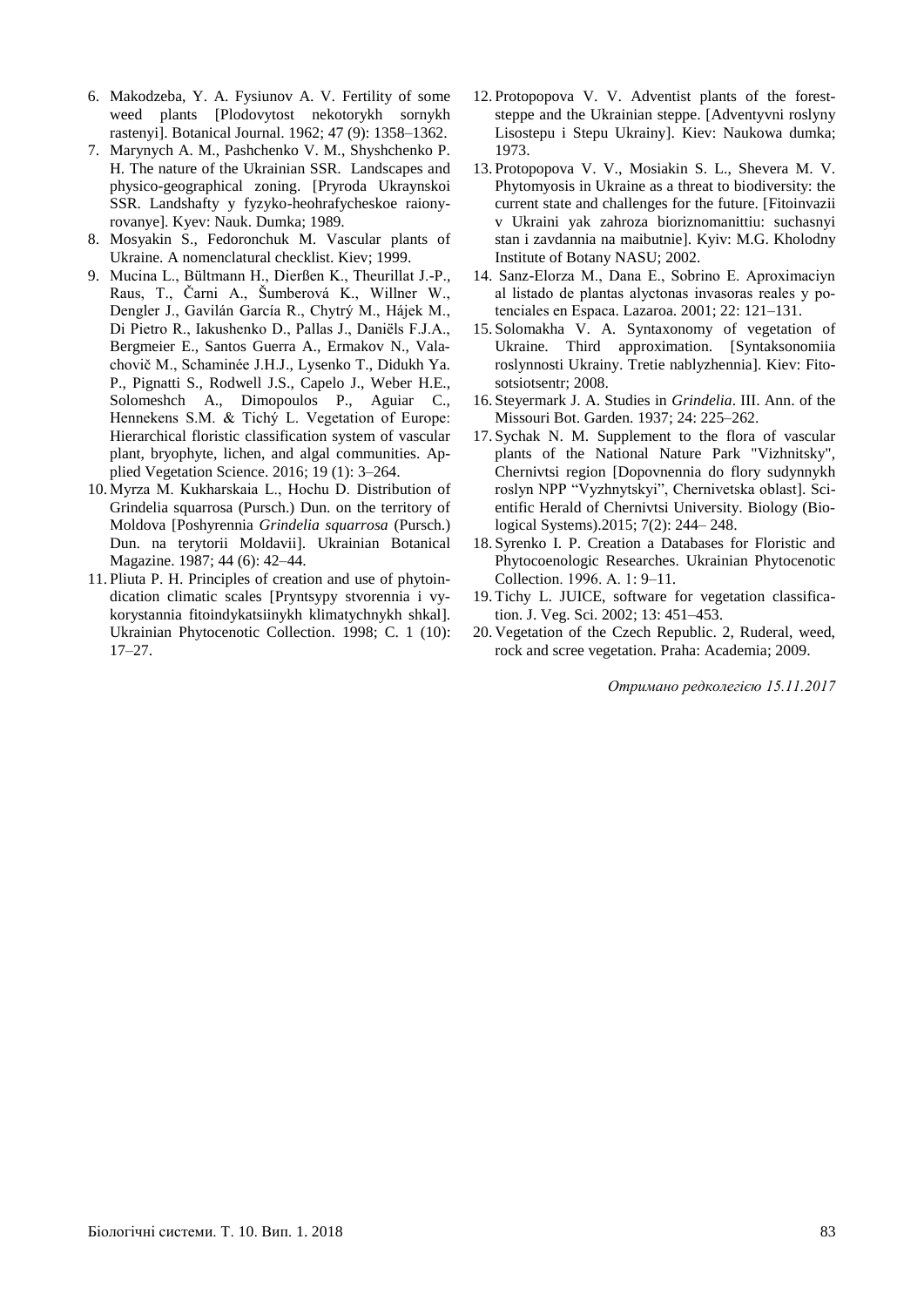6. Makodzeba, Y. A. Fysiunov A. V. Fertility of some weed plants [Plodovytost nekotorykh sornykh rastenyi]. Botanical Journal. 1962; 47 (9): 1358–1362.
7. Marynych A. M., Pashchenko V. M., Shyshchenko P. H. The nature of the Ukrainian SSR. Landscapes and physico-geographical zoning. [Pryroda Ukraynskoi SSR. Landshafty y fyzyko-heohrafycheskoe raionyrovanye]. Kyev: Nauk. Dumka; 1989.
8. Mosyakin S., Fedoronchuk M. Vascular plants of Ukraine. A nomenclatural checklist. Kiev; 1999.
9. Mucina L., Bültmann H., Dierßen K., Theurillat J.-P., Raus, T., Čarni A., Šumberová K., Willner W., Dengler J., Gavilán García R., Chytrý M., Hájek M., Di Pietro R., Iakushenko D., Pallas J., Daniëls F.J.A., Bergmeier E., Santos Guerra A., Ermakov N., Valachovič M., Schaminée J.H.J., Lysenko T., Didukh Ya. P., Pignatti S., Rodwell J.S., Capelo J., Weber H.E., Solomeshch A., Dimopoulos P., Aguiar C., Hennekens S.M. & Tichý L. Vegetation of Europe: Hierarchical floristic classification system of vascular plant, bryophyte, lichen, and algal communities. Applied Vegetation Science. 2016; 19 (1): 3–264.
10. Myrza M. Kukharskaia L., Hochu D. Distribution of Grindelia squarrosa (Pursch.) Dun. on the territory of Moldova [Poshyrennia *Grindelia squarrosa* (Pursch.) Dun. na terytorii Moldavii]. Ukrainian Botanical Magazine. 1987; 44 (6): 42–44.
11. Pliuta P. H. Principles of creation and use of phytoindication climatic scales [Pryntsypy stvorennia i vykorystannia fitoindykatsiinykh klimatychnykh shkal]. Ukrainian Phytocenotic Collection. 1998; C. 1 (10): 17–27.
12. Protopopova V. V. Adventist plants of the forest-steppe and the Ukrainian steppe. [Adventyvni roslyny Lisostepu i Stepu Ukrainy]. Kiev: Naukowa dumka; 1973.
13. Protopopova V. V., Mosiakin S. L., Shevera M. V. Phytomyosis in Ukraine as a threat to biodiversity: the current state and challenges for the future. [Fitoinvazii v Ukraini yak zahroza bioriznomanittiu: suchasnyi stan i zavdannia na maibutnie]. Kyiv: M.G. Kholodny Institute of Botany NASU; 2002.
14. Sanz-Elorza M., Dana E., Sobrino E. Aproximaciyn al listado de plantas alyctonas invasoras reales y potenciales en Espaca. Lazaroa. 2001; 22: 121–131.
15. Solomakha V. A. Syntaxonomy of vegetation of Ukraine. Third approximation. [Syntaksonomiia roslynnosti Ukrainy. Tretie nablyzhennia]. Kiev: Fitosotsiotsentr; 2008.
16. Steyermark J. A. Studies in *Grindelia*. III. Ann. of the Missouri Bot. Garden. 1937; 24: 225–262.
17. Sychak N. M. Supplement to the flora of vascular plants of the National Nature Park "Vizhnitsky", Chernivtsi region [Dopovnennia do flory sudynnykh roslyn NPP "Vyzhnytskyi", Chernivetska oblast]. Scientific Herald of Chernivtsi University. Biology (Biological Systems).2015; 7(2): 244– 248.
18. Syrenko I. P. Creation a Databases for Floristic and Phytocoenologic Researches. Ukrainian Phytocenotic Collection. 1996. A. 1: 9–11.
19. Tichy L. JUICE, software for vegetation classification. J. Veg. Sci. 2002; 13: 451–453.
20. Vegetation of the Czech Republic. 2, Ruderal, weed, rock and scree vegetation. Praha: Academia; 2009.

*Отримано редколегією 15.11.2017*